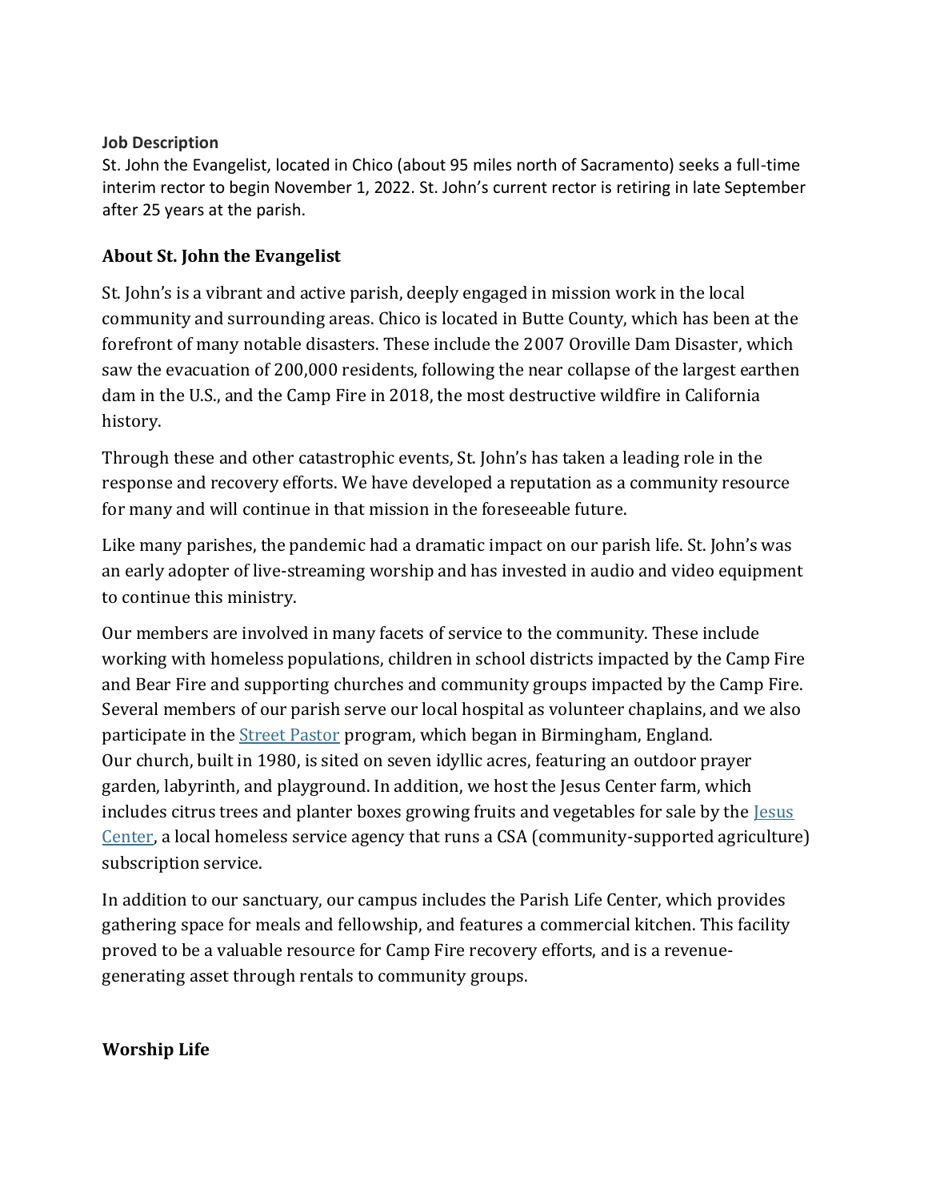**Job Description**

St. John the Evangelist, located in Chico (about 95 miles north of Sacramento) seeks a full-time interim rector to begin November 1, 2022. St. John's current rector is retiring in late September after 25 years at the parish.

## About St. John the Evangelist

St. John's is a vibrant and active parish, deeply engaged in mission work in the local community and surrounding areas. Chico is located in Butte County, which has been at the forefront of many notable disasters. These include the 2007 Oroville Dam Disaster, which saw the evacuation of 200,000 residents, following the near collapse of the largest earthen dam in the U.S., and the Camp Fire in 2018, the most destructive wildfire in California history.

Through these and other catastrophic events, St. John's has taken a leading role in the response and recovery efforts. We have developed a reputation as a community resource for many and will continue in that mission in the foreseeable future.

Like many parishes, the pandemic had a dramatic impact on our parish life. St. John's was an early adopter of live-streaming worship and has invested in audio and video equipment to continue this ministry.

Our members are involved in many facets of service to the community. These include working with homeless populations, children in school districts impacted by the Camp Fire and Bear Fire and supporting churches and community groups impacted by the Camp Fire. Several members of our parish serve our local hospital as volunteer chaplains, and we also participate in the Street Pastor program, which began in Birmingham, England.

Our church, built in 1980, is sited on seven idyllic acres, featuring an outdoor prayer garden, labyrinth, and playground. In addition, we host the Jesus Center farm, which includes citrus trees and planter boxes growing fruits and vegetables for sale by the Jesus Center, a local homeless service agency that runs a CSA (community-supported agriculture) subscription service.

In addition to our sanctuary, our campus includes the Parish Life Center, which provides gathering space for meals and fellowship, and features a commercial kitchen. This facility proved to be a valuable resource for Camp Fire recovery efforts, and is a revenue-generating asset through rentals to community groups.

## Worship Life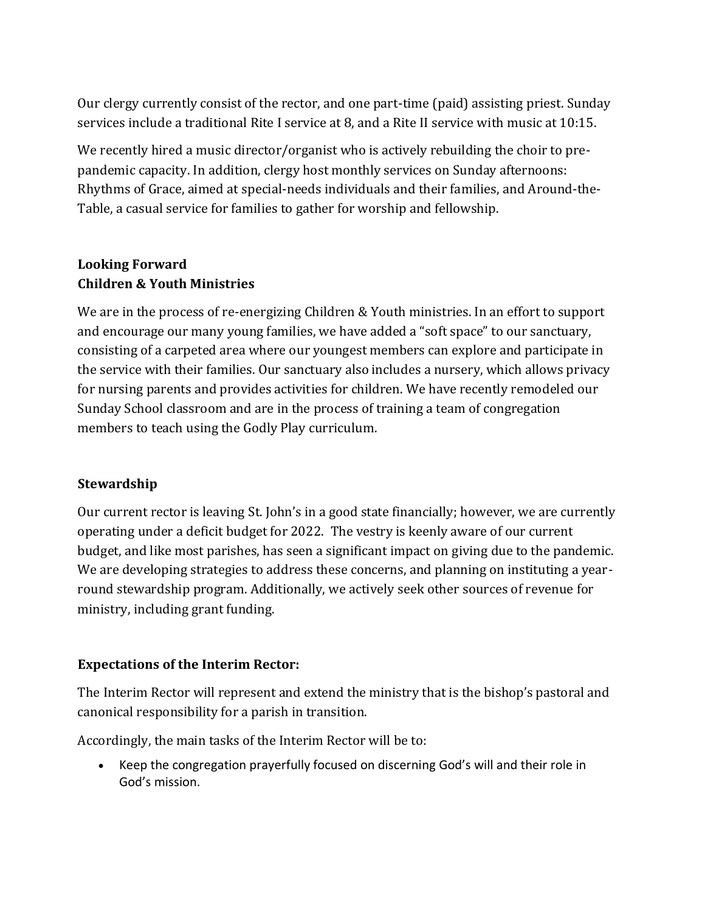Our clergy currently consist of the rector, and one part-time (paid) assisting priest. Sunday services include a traditional Rite I service at 8, and a Rite II service with music at 10:15.

We recently hired a music director/organist who is actively rebuilding the choir to pre-pandemic capacity. In addition, clergy host monthly services on Sunday afternoons: Rhythms of Grace, aimed at special-needs individuals and their families, and Around-the-Table, a casual service for families to gather for worship and fellowship.

**Looking Forward**
**Children & Youth Ministries**

We are in the process of re-energizing Children & Youth ministries. In an effort to support and encourage our many young families, we have added a "soft space" to our sanctuary, consisting of a carpeted area where our youngest members can explore and participate in the service with their families. Our sanctuary also includes a nursery, which allows privacy for nursing parents and provides activities for children. We have recently remodeled our Sunday School classroom and are in the process of training a team of congregation members to teach using the Godly Play curriculum.

**Stewardship**

Our current rector is leaving St. John's in a good state financially; however, we are currently operating under a deficit budget for 2022. The vestry is keenly aware of our current budget, and like most parishes, has seen a significant impact on giving due to the pandemic. We are developing strategies to address these concerns, and planning on instituting a year-round stewardship program. Additionally, we actively seek other sources of revenue for ministry, including grant funding.

**Expectations of the Interim Rector:**

The Interim Rector will represent and extend the ministry that is the bishop's pastoral and canonical responsibility for a parish in transition.

Accordingly, the main tasks of the Interim Rector will be to:

- Keep the congregation prayerfully focused on discerning God's will and their role in God's mission.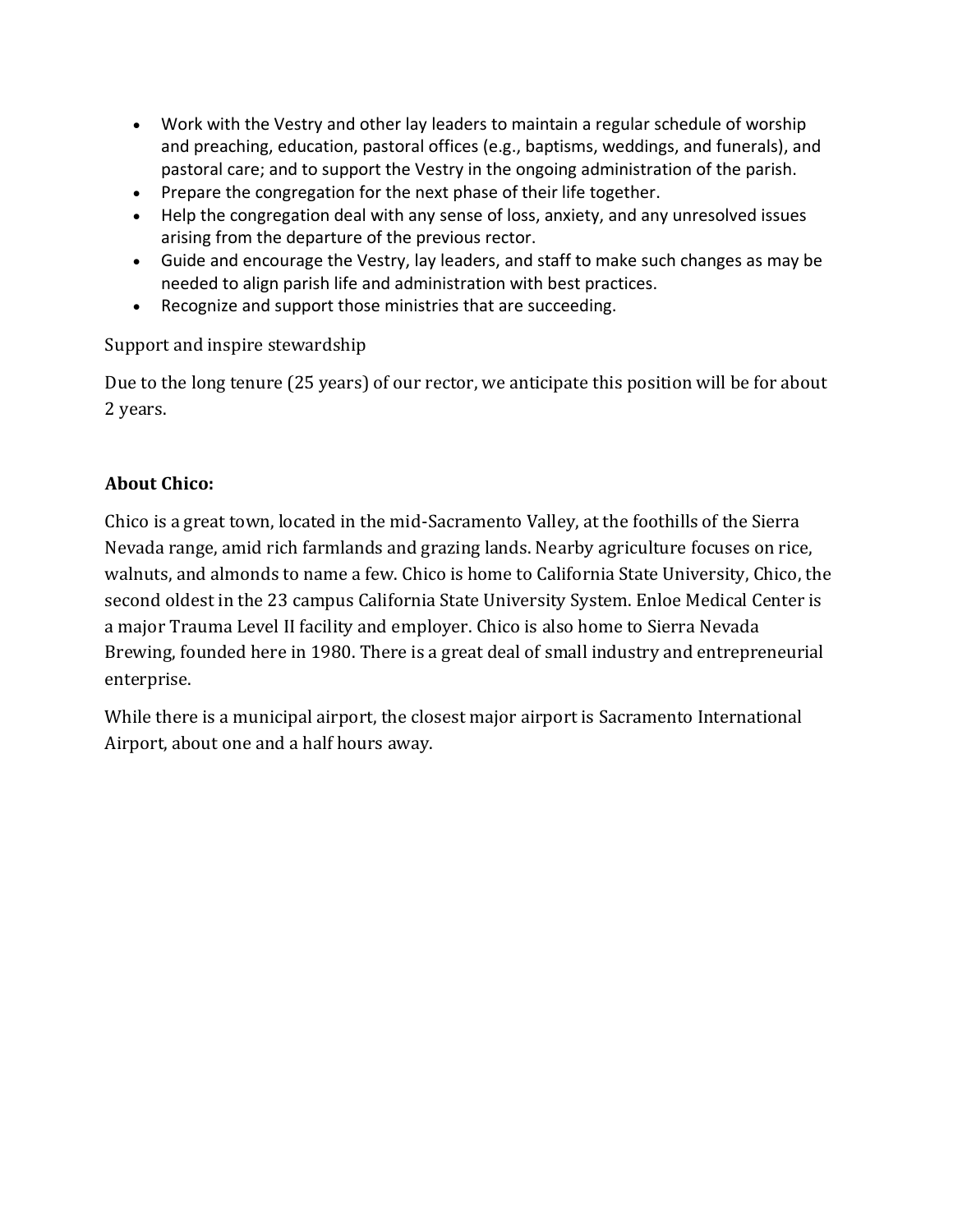- Work with the Vestry and other lay leaders to maintain a regular schedule of worship and preaching, education, pastoral offices (e.g., baptisms, weddings, and funerals), and pastoral care; and to support the Vestry in the ongoing administration of the parish.
- Prepare the congregation for the next phase of their life together.
- Help the congregation deal with any sense of loss, anxiety, and any unresolved issues arising from the departure of the previous rector.
- Guide and encourage the Vestry, lay leaders, and staff to make such changes as may be needed to align parish life and administration with best practices.
- Recognize and support those ministries that are succeeding.

Support and inspire stewardship

Due to the long tenure (25 years) of our rector, we anticipate this position will be for about 2 years.

**About Chico:**

Chico is a great town, located in the mid-Sacramento Valley, at the foothills of the Sierra Nevada range, amid rich farmlands and grazing lands. Nearby agriculture focuses on rice, walnuts, and almonds to name a few. Chico is home to California State University, Chico, the second oldest in the 23 campus California State University System. Enloe Medical Center is a major Trauma Level II facility and employer. Chico is also home to Sierra Nevada Brewing, founded here in 1980. There is a great deal of small industry and entrepreneurial enterprise.

While there is a municipal airport, the closest major airport is Sacramento International Airport, about one and a half hours away.